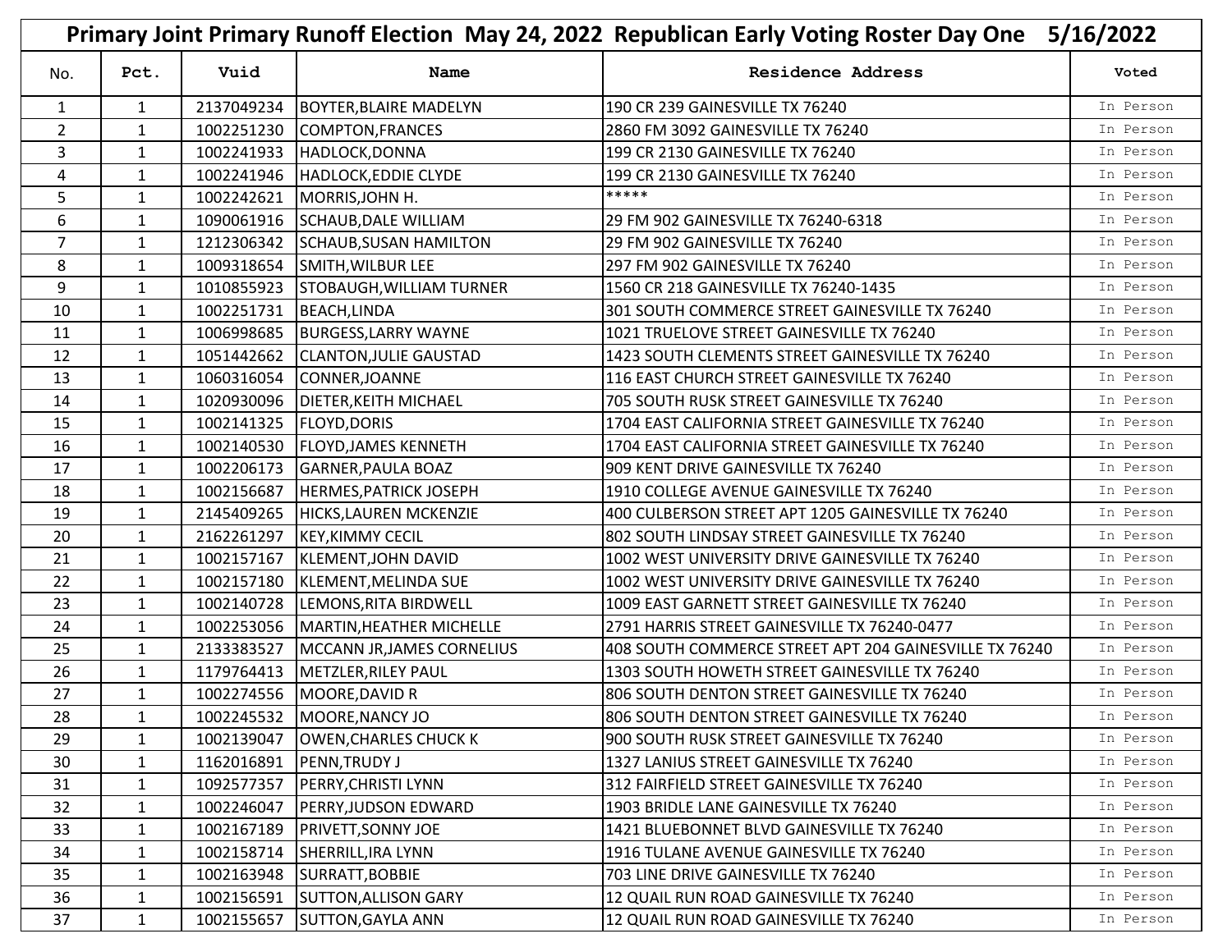# Primary Joint Primary Runoff Election May 24, 2022 Republican Early Voting Roster Day One 5/16/2022

| No. | Pct. | Vuid | Name | Residence Address | Voted |
|---|---|---|---|---|---|
| 1 | 1 | 2137049234 | BOYTER,BLAIRE MADELYN | 190 CR 239 GAINESVILLE TX 76240 | In Person |
| 2 | 1 | 1002251230 | COMPTON,FRANCES | 2860 FM 3092 GAINESVILLE TX 76240 | In Person |
| 3 | 1 | 1002241933 | HADLOCK,DONNA | 199 CR 2130 GAINESVILLE TX 76240 | In Person |
| 4 | 1 | 1002241946 | HADLOCK,EDDIE CLYDE | 199 CR 2130 GAINESVILLE TX 76240 | In Person |
| 5 | 1 | 1002242621 | MORRIS,JOHN H. | ***** | In Person |
| 6 | 1 | 1090061916 | SCHAUB,DALE WILLIAM | 29 FM 902 GAINESVILLE TX 76240-6318 | In Person |
| 7 | 1 | 1212306342 | SCHAUB,SUSAN HAMILTON | 29 FM 902 GAINESVILLE TX 76240 | In Person |
| 8 | 1 | 1009318654 | SMITH,WILBUR LEE | 297 FM 902 GAINESVILLE TX 76240 | In Person |
| 9 | 1 | 1010855923 | STOBAUGH,WILLIAM TURNER | 1560 CR 218 GAINESVILLE TX 76240-1435 | In Person |
| 10 | 1 | 1002251731 | BEACH,LINDA | 301 SOUTH COMMERCE STREET GAINESVILLE TX 76240 | In Person |
| 11 | 1 | 1006998685 | BURGESS,LARRY WAYNE | 1021 TRUELOVE STREET GAINESVILLE TX 76240 | In Person |
| 12 | 1 | 1051442662 | CLANTON,JULIE GAUSTAD | 1423 SOUTH CLEMENTS STREET GAINESVILLE TX 76240 | In Person |
| 13 | 1 | 1060316054 | CONNER,JOANNE | 116 EAST CHURCH STREET GAINESVILLE TX 76240 | In Person |
| 14 | 1 | 1020930096 | DIETER,KEITH MICHAEL | 705 SOUTH RUSK STREET GAINESVILLE TX 76240 | In Person |
| 15 | 1 | 1002141325 | FLOYD,DORIS | 1704 EAST CALIFORNIA STREET GAINESVILLE TX 76240 | In Person |
| 16 | 1 | 1002140530 | FLOYD,JAMES KENNETH | 1704 EAST CALIFORNIA STREET GAINESVILLE TX 76240 | In Person |
| 17 | 1 | 1002206173 | GARNER,PAULA BOAZ | 909 KENT DRIVE GAINESVILLE TX 76240 | In Person |
| 18 | 1 | 1002156687 | HERMES,PATRICK JOSEPH | 1910 COLLEGE AVENUE GAINESVILLE TX 76240 | In Person |
| 19 | 1 | 2145409265 | HICKS,LAUREN MCKENZIE | 400 CULBERSON STREET APT 1205 GAINESVILLE TX 76240 | In Person |
| 20 | 1 | 2162261297 | KEY,KIMMY CECIL | 802 SOUTH LINDSAY STREET GAINESVILLE TX 76240 | In Person |
| 21 | 1 | 1002157167 | KLEMENT,JOHN DAVID | 1002 WEST UNIVERSITY DRIVE GAINESVILLE TX 76240 | In Person |
| 22 | 1 | 1002157180 | KLEMENT,MELINDA SUE | 1002 WEST UNIVERSITY DRIVE GAINESVILLE TX 76240 | In Person |
| 23 | 1 | 1002140728 | LEMONS,RITA BIRDWELL | 1009 EAST GARNETT STREET GAINESVILLE TX 76240 | In Person |
| 24 | 1 | 1002253056 | MARTIN,HEATHER MICHELLE | 2791 HARRIS STREET GAINESVILLE TX 76240-0477 | In Person |
| 25 | 1 | 2133383527 | MCCANN JR,JAMES CORNELIUS | 408 SOUTH COMMERCE STREET APT 204 GAINESVILLE TX 76240 | In Person |
| 26 | 1 | 1179764413 | METZLER,RILEY PAUL | 1303 SOUTH HOWETH STREET GAINESVILLE TX 76240 | In Person |
| 27 | 1 | 1002274556 | MOORE,DAVID R | 806 SOUTH DENTON STREET GAINESVILLE TX 76240 | In Person |
| 28 | 1 | 1002245532 | MOORE,NANCY JO | 806 SOUTH DENTON STREET GAINESVILLE TX 76240 | In Person |
| 29 | 1 | 1002139047 | OWEN,CHARLES CHUCK K | 900 SOUTH RUSK STREET GAINESVILLE TX 76240 | In Person |
| 30 | 1 | 1162016891 | PENN,TRUDY J | 1327 LANIUS STREET GAINESVILLE TX 76240 | In Person |
| 31 | 1 | 1092577357 | PERRY,CHRISTI LYNN | 312 FAIRFIELD STREET GAINESVILLE TX 76240 | In Person |
| 32 | 1 | 1002246047 | PERRY,JUDSON EDWARD | 1903 BRIDLE LANE GAINESVILLE TX 76240 | In Person |
| 33 | 1 | 1002167189 | PRIVETT,SONNY JOE | 1421 BLUEBONNET BLVD GAINESVILLE TX 76240 | In Person |
| 34 | 1 | 1002158714 | SHERRILL,IRA LYNN | 1916 TULANE AVENUE GAINESVILLE TX 76240 | In Person |
| 35 | 1 | 1002163948 | SURRATT,BOBBIE | 703 LINE DRIVE GAINESVILLE TX 76240 | In Person |
| 36 | 1 | 1002156591 | SUTTON,ALLISON GARY | 12 QUAIL RUN ROAD GAINESVILLE TX 76240 | In Person |
| 37 | 1 | 1002155657 | SUTTON,GAYLA ANN | 12 QUAIL RUN ROAD GAINESVILLE TX 76240 | In Person |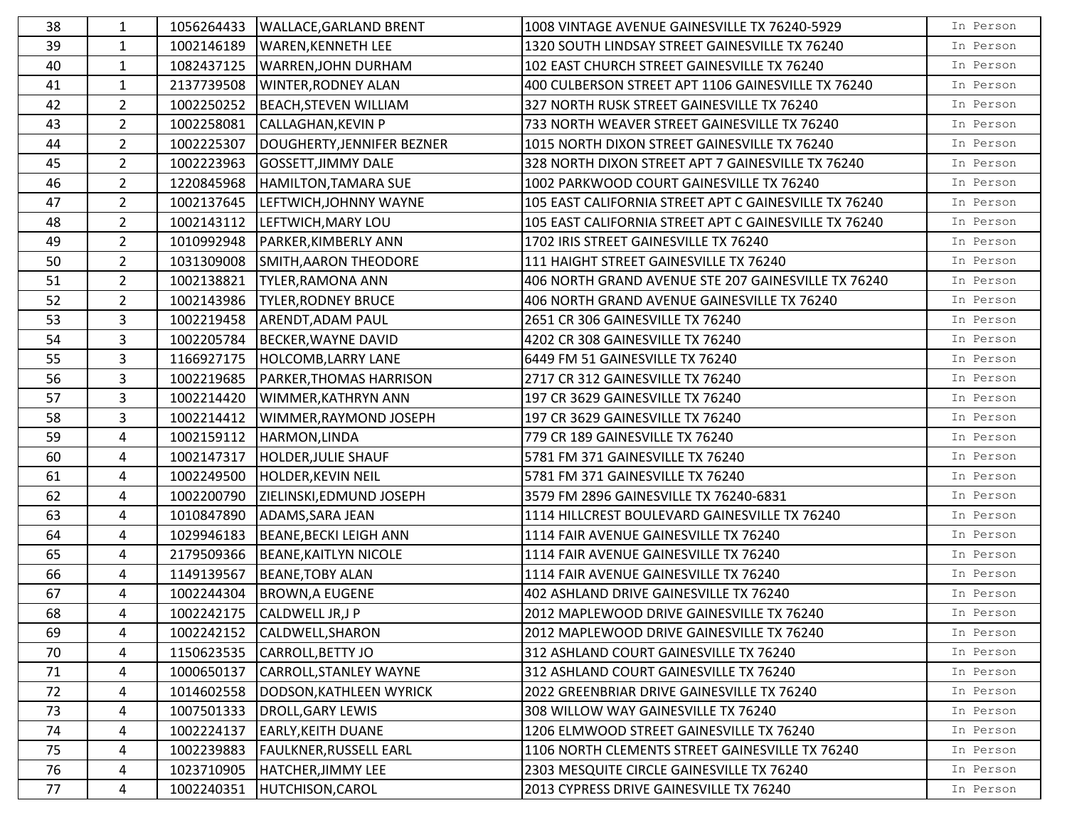| 38 | 1 | 1056264433 | WALLACE,GARLAND BRENT | 1008 VINTAGE AVENUE GAINESVILLE TX 76240-5929 | In Person |
|---|---|---|---|---|---|
| 39 | 1 | 1002146189 | WAREN,KENNETH LEE | 1320 SOUTH LINDSAY STREET GAINESVILLE TX 76240 | In Person |
| 40 | 1 | 1082437125 | WARREN,JOHN DURHAM | 102 EAST CHURCH STREET GAINESVILLE TX 76240 | In Person |
| 41 | 1 | 2137739508 | WINTER,RODNEY ALAN | 400 CULBERSON STREET APT 1106 GAINESVILLE TX 76240 | In Person |
| 42 | 2 | 1002250252 | BEACH,STEVEN WILLIAM | 327 NORTH RUSK STREET GAINESVILLE TX 76240 | In Person |
| 43 | 2 | 1002258081 | CALLAGHAN,KEVIN P | 733 NORTH WEAVER STREET GAINESVILLE TX 76240 | In Person |
| 44 | 2 | 1002225307 | DOUGHERTY,JENNIFER BEZNER | 1015 NORTH DIXON STREET GAINESVILLE TX 76240 | In Person |
| 45 | 2 | 1002223963 | GOSSETT,JIMMY DALE | 328 NORTH DIXON STREET APT 7 GAINESVILLE TX 76240 | In Person |
| 46 | 2 | 1220845968 | HAMILTON,TAMARA SUE | 1002 PARKWOOD COURT GAINESVILLE TX 76240 | In Person |
| 47 | 2 | 1002137645 | LEFTWICH,JOHNNY WAYNE | 105 EAST CALIFORNIA STREET APT C GAINESVILLE TX 76240 | In Person |
| 48 | 2 | 1002143112 | LEFTWICH,MARY LOU | 105 EAST CALIFORNIA STREET APT C GAINESVILLE TX 76240 | In Person |
| 49 | 2 | 1010992948 | PARKER,KIMBERLY ANN | 1702 IRIS STREET GAINESVILLE TX 76240 | In Person |
| 50 | 2 | 1031309008 | SMITH,AARON THEODORE | 111 HAIGHT STREET GAINESVILLE TX 76240 | In Person |
| 51 | 2 | 1002138821 | TYLER,RAMONA ANN | 406 NORTH GRAND AVENUE STE 207 GAINESVILLE TX 76240 | In Person |
| 52 | 2 | 1002143986 | TYLER,RODNEY BRUCE | 406 NORTH GRAND AVENUE GAINESVILLE TX 76240 | In Person |
| 53 | 3 | 1002219458 | ARENDT,ADAM PAUL | 2651 CR 306 GAINESVILLE TX 76240 | In Person |
| 54 | 3 | 1002205784 | BECKER,WAYNE DAVID | 4202 CR 308 GAINESVILLE TX 76240 | In Person |
| 55 | 3 | 1166927175 | HOLCOMB,LARRY LANE | 6449 FM 51 GAINESVILLE TX 76240 | In Person |
| 56 | 3 | 1002219685 | PARKER,THOMAS HARRISON | 2717 CR 312 GAINESVILLE TX 76240 | In Person |
| 57 | 3 | 1002214420 | WIMMER,KATHRYN ANN | 197 CR 3629 GAINESVILLE TX 76240 | In Person |
| 58 | 3 | 1002214412 | WIMMER,RAYMOND JOSEPH | 197 CR 3629 GAINESVILLE TX 76240 | In Person |
| 59 | 4 | 1002159112 | HARMON,LINDA | 779 CR 189 GAINESVILLE TX 76240 | In Person |
| 60 | 4 | 1002147317 | HOLDER,JULIE SHAUF | 5781 FM 371 GAINESVILLE TX 76240 | In Person |
| 61 | 4 | 1002249500 | HOLDER,KEVIN NEIL | 5781 FM 371 GAINESVILLE TX 76240 | In Person |
| 62 | 4 | 1002200790 | ZIELINSKI,EDMUND JOSEPH | 3579 FM 2896 GAINESVILLE TX 76240-6831 | In Person |
| 63 | 4 | 1010847890 | ADAMS,SARA JEAN | 1114 HILLCREST BOULEVARD GAINESVILLE TX 76240 | In Person |
| 64 | 4 | 1029946183 | BEANE,BECKI LEIGH ANN | 1114 FAIR AVENUE GAINESVILLE TX 76240 | In Person |
| 65 | 4 | 2179509366 | BEANE,KAITLYN NICOLE | 1114 FAIR AVENUE GAINESVILLE TX 76240 | In Person |
| 66 | 4 | 1149139567 | BEANE,TOBY ALAN | 1114 FAIR AVENUE GAINESVILLE TX 76240 | In Person |
| 67 | 4 | 1002244304 | BROWN,A EUGENE | 402 ASHLAND DRIVE GAINESVILLE TX 76240 | In Person |
| 68 | 4 | 1002242175 | CALDWELL JR,J P | 2012 MAPLEWOOD DRIVE GAINESVILLE TX 76240 | In Person |
| 69 | 4 | 1002242152 | CALDWELL,SHARON | 2012 MAPLEWOOD DRIVE GAINESVILLE TX 76240 | In Person |
| 70 | 4 | 1150623535 | CARROLL,BETTY JO | 312 ASHLAND COURT GAINESVILLE TX 76240 | In Person |
| 71 | 4 | 1000650137 | CARROLL,STANLEY WAYNE | 312 ASHLAND COURT GAINESVILLE TX 76240 | In Person |
| 72 | 4 | 1014602558 | DODSON,KATHLEEN WYRICK | 2022 GREENBRIAR DRIVE GAINESVILLE TX 76240 | In Person |
| 73 | 4 | 1007501333 | DROLL,GARY LEWIS | 308 WILLOW WAY GAINESVILLE TX 76240 | In Person |
| 74 | 4 | 1002224137 | EARLY,KEITH DUANE | 1206 ELMWOOD STREET GAINESVILLE TX 76240 | In Person |
| 75 | 4 | 1002239883 | FAULKNER,RUSSELL EARL | 1106 NORTH CLEMENTS STREET GAINESVILLE TX 76240 | In Person |
| 76 | 4 | 1023710905 | HATCHER,JIMMY LEE | 2303 MESQUITE CIRCLE GAINESVILLE TX 76240 | In Person |
| 77 | 4 | 1002240351 | HUTCHISON,CAROL | 2013 CYPRESS DRIVE GAINESVILLE TX 76240 | In Person |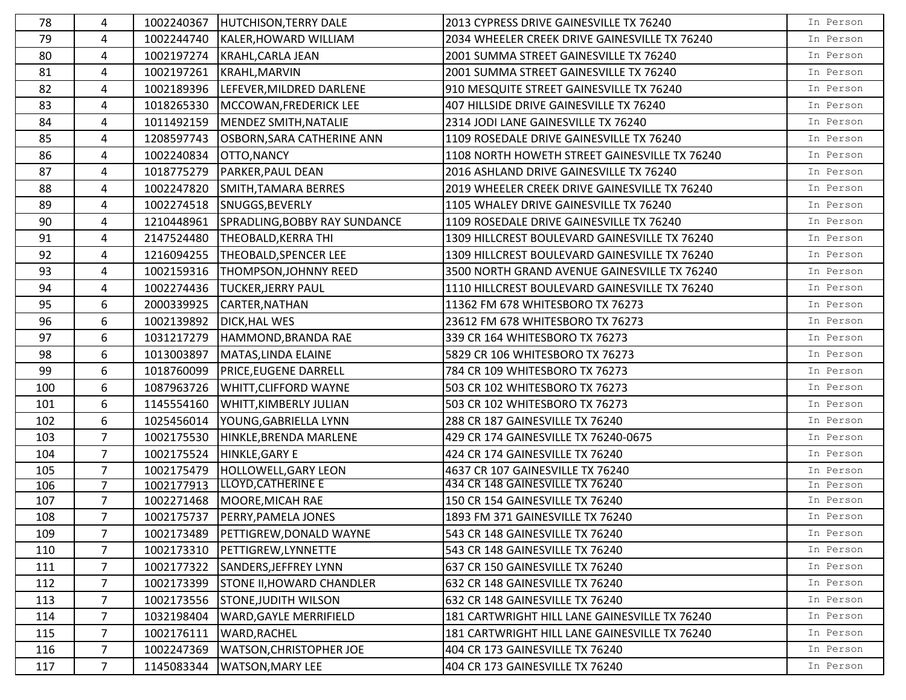| 78 | 4 | 1002240367 | HUTCHISON,TERRY DALE | 2013 CYPRESS DRIVE GAINESVILLE TX 76240 | In Person |
|---|---|---|---|---|---|
| 79 | 4 | 1002244740 | KALER,HOWARD WILLIAM | 2034 WHEELER CREEK DRIVE GAINESVILLE TX 76240 | In Person |
| 80 | 4 | 1002197274 | KRAHL,CARLA JEAN | 2001 SUMMA STREET GAINESVILLE TX 76240 | In Person |
| 81 | 4 | 1002197261 | KRAHL,MARVIN | 2001 SUMMA STREET GAINESVILLE TX 76240 | In Person |
| 82 | 4 | 1002189396 | LEFEVER,MILDRED DARLENE | 910 MESQUITE STREET GAINESVILLE TX 76240 | In Person |
| 83 | 4 | 1018265330 | MCCOWAN,FREDERICK LEE | 407 HILLSIDE DRIVE GAINESVILLE TX 76240 | In Person |
| 84 | 4 | 1011492159 | MENDEZ SMITH,NATALIE | 2314 JODI LANE GAINESVILLE TX 76240 | In Person |
| 85 | 4 | 1208597743 | OSBORN,SARA CATHERINE ANN | 1109 ROSEDALE DRIVE GAINESVILLE TX 76240 | In Person |
| 86 | 4 | 1002240834 | OTTO,NANCY | 1108 NORTH HOWETH STREET GAINESVILLE TX 76240 | In Person |
| 87 | 4 | 1018775279 | PARKER,PAUL DEAN | 2016 ASHLAND DRIVE GAINESVILLE TX 76240 | In Person |
| 88 | 4 | 1002247820 | SMITH,TAMARA BERRES | 2019 WHEELER CREEK DRIVE GAINESVILLE TX 76240 | In Person |
| 89 | 4 | 1002274518 | SNUGGS,BEVERLY | 1105 WHALEY DRIVE GAINESVILLE TX 76240 | In Person |
| 90 | 4 | 1210448961 | SPRADLING,BOBBY RAY SUNDANCE | 1109 ROSEDALE DRIVE GAINESVILLE TX 76240 | In Person |
| 91 | 4 | 2147524480 | THEOBALD,KERRA THI | 1309 HILLCREST BOULEVARD GAINESVILLE TX 76240 | In Person |
| 92 | 4 | 1216094255 | THEOBALD,SPENCER LEE | 1309 HILLCREST BOULEVARD GAINESVILLE TX 76240 | In Person |
| 93 | 4 | 1002159316 | THOMPSON,JOHNNY REED | 3500 NORTH GRAND AVENUE GAINESVILLE TX 76240 | In Person |
| 94 | 4 | 1002274436 | TUCKER,JERRY PAUL | 1110 HILLCREST BOULEVARD GAINESVILLE TX 76240 | In Person |
| 95 | 6 | 2000339925 | CARTER,NATHAN | 11362 FM 678 WHITESBORO TX 76273 | In Person |
| 96 | 6 | 1002139892 | DICK,HAL WES | 23612 FM 678 WHITESBORO TX 76273 | In Person |
| 97 | 6 | 1031217279 | HAMMOND,BRANDA RAE | 339 CR 164 WHITESBORO TX 76273 | In Person |
| 98 | 6 | 1013003897 | MATAS,LINDA ELAINE | 5829 CR 106 WHITESBORO TX 76273 | In Person |
| 99 | 6 | 1018760099 | PRICE,EUGENE DARRELL | 784 CR 109 WHITESBORO TX 76273 | In Person |
| 100 | 6 | 1087963726 | WHITT,CLIFFORD WAYNE | 503 CR 102 WHITESBORO TX 76273 | In Person |
| 101 | 6 | 1145554160 | WHITT,KIMBERLY JULIAN | 503 CR 102 WHITESBORO TX 76273 | In Person |
| 102 | 6 | 1025456014 | YOUNG,GABRIELLA LYNN | 288 CR 187 GAINESVILLE TX 76240 | In Person |
| 103 | 7 | 1002175530 | HINKLE,BRENDA MARLENE | 429 CR 174 GAINESVILLE TX 76240-0675 | In Person |
| 104 | 7 | 1002175524 | HINKLE,GARY E | 424 CR 174 GAINESVILLE TX 76240 | In Person |
| 105 | 7 | 1002175479 | HOLLOWELL,GARY LEON | 4637 CR 107 GAINESVILLE TX 76240 | In Person |
| 106 | 7 | 1002177913 | LLOYD,CATHERINE E | 434 CR 148 GAINESVILLE TX 76240 | In Person |
| 107 | 7 | 1002271468 | MOORE,MICAH RAE | 150 CR 154 GAINESVILLE TX 76240 | In Person |
| 108 | 7 | 1002175737 | PERRY,PAMELA JONES | 1893 FM 371 GAINESVILLE TX 76240 | In Person |
| 109 | 7 | 1002173489 | PETTIGREW,DONALD WAYNE | 543 CR 148 GAINESVILLE TX 76240 | In Person |
| 110 | 7 | 1002173310 | PETTIGREW,LYNNETTE | 543 CR 148 GAINESVILLE TX 76240 | In Person |
| 111 | 7 | 1002177322 | SANDERS,JEFFREY LYNN | 637 CR 150 GAINESVILLE TX 76240 | In Person |
| 112 | 7 | 1002173399 | STONE II,HOWARD CHANDLER | 632 CR 148 GAINESVILLE TX 76240 | In Person |
| 113 | 7 | 1002173556 | STONE,JUDITH WILSON | 632 CR 148 GAINESVILLE TX 76240 | In Person |
| 114 | 7 | 1032198404 | WARD,GAYLE MERRIFIELD | 181 CARTWRIGHT HILL LANE GAINESVILLE TX 76240 | In Person |
| 115 | 7 | 1002176111 | WARD,RACHEL | 181 CARTWRIGHT HILL LANE GAINESVILLE TX 76240 | In Person |
| 116 | 7 | 1002247369 | WATSON,CHRISTOPHER JOE | 404 CR 173 GAINESVILLE TX 76240 | In Person |
| 117 | 7 | 1145083344 | WATSON,MARY LEE | 404 CR 173 GAINESVILLE TX 76240 | In Person |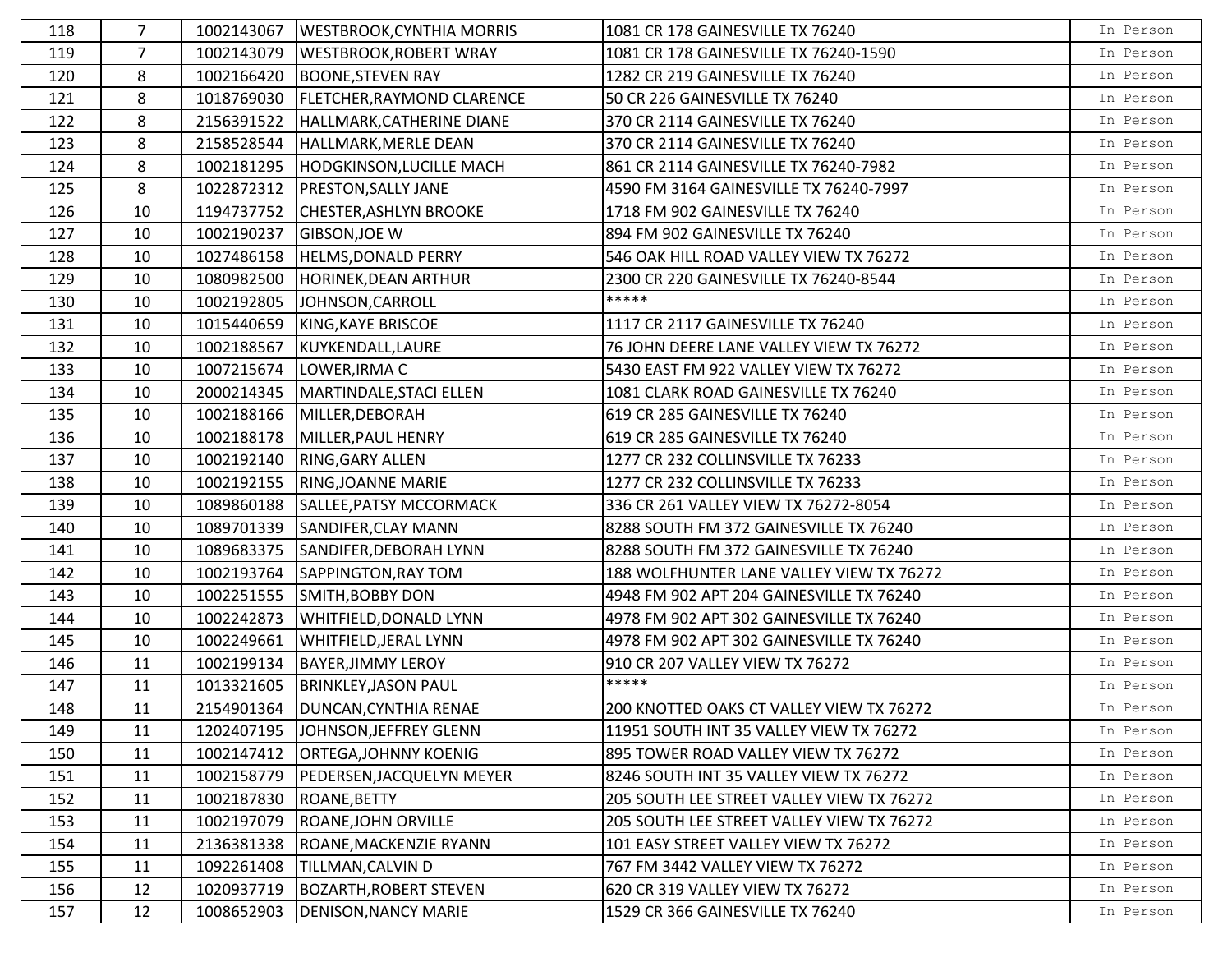| | | | | | |
|---|---|---|---|---|---|
| 118 | 7 | 1002143067 | WESTBROOK,CYNTHIA MORRIS | 1081 CR 178 GAINESVILLE TX 76240 | In Person |
| 119 | 7 | 1002143079 | WESTBROOK,ROBERT WRAY | 1081 CR 178 GAINESVILLE TX 76240-1590 | In Person |
| 120 | 8 | 1002166420 | BOONE,STEVEN RAY | 1282 CR 219 GAINESVILLE TX 76240 | In Person |
| 121 | 8 | 1018769030 | FLETCHER,RAYMOND CLARENCE | 50 CR 226 GAINESVILLE TX 76240 | In Person |
| 122 | 8 | 2156391522 | HALLMARK,CATHERINE DIANE | 370 CR 2114 GAINESVILLE TX 76240 | In Person |
| 123 | 8 | 2158528544 | HALLMARK,MERLE DEAN | 370 CR 2114 GAINESVILLE TX 76240 | In Person |
| 124 | 8 | 1002181295 | HODGKINSON,LUCILLE MACH | 861 CR 2114 GAINESVILLE TX 76240-7982 | In Person |
| 125 | 8 | 1022872312 | PRESTON,SALLY JANE | 4590 FM 3164 GAINESVILLE TX 76240-7997 | In Person |
| 126 | 10 | 1194737752 | CHESTER,ASHLYN BROOKE | 1718 FM 902 GAINESVILLE TX 76240 | In Person |
| 127 | 10 | 1002190237 | GIBSON,JOE W | 894 FM 902 GAINESVILLE TX 76240 | In Person |
| 128 | 10 | 1027486158 | HELMS,DONALD PERRY | 546 OAK HILL ROAD VALLEY VIEW TX 76272 | In Person |
| 129 | 10 | 1080982500 | HORINEK,DEAN ARTHUR | 2300 CR 220 GAINESVILLE TX 76240-8544 | In Person |
| 130 | 10 | 1002192805 | JOHNSON,CARROLL | ***** | In Person |
| 131 | 10 | 1015440659 | KING,KAYE BRISCOE | 1117 CR 2117 GAINESVILLE TX 76240 | In Person |
| 132 | 10 | 1002188567 | KUYKENDALL,LAURE | 76 JOHN DEERE LANE VALLEY VIEW TX 76272 | In Person |
| 133 | 10 | 1007215674 | LOWER,IRMA C | 5430 EAST FM 922 VALLEY VIEW TX 76272 | In Person |
| 134 | 10 | 2000214345 | MARTINDALE,STACI ELLEN | 1081 CLARK ROAD GAINESVILLE TX 76240 | In Person |
| 135 | 10 | 1002188166 | MILLER,DEBORAH | 619 CR 285 GAINESVILLE TX 76240 | In Person |
| 136 | 10 | 1002188178 | MILLER,PAUL HENRY | 619 CR 285 GAINESVILLE TX 76240 | In Person |
| 137 | 10 | 1002192140 | RING,GARY ALLEN | 1277 CR 232 COLLINSVILLE TX 76233 | In Person |
| 138 | 10 | 1002192155 | RING,JOANNE MARIE | 1277 CR 232 COLLINSVILLE TX 76233 | In Person |
| 139 | 10 | 1089860188 | SALLEE,PATSY MCCORMACK | 336 CR 261 VALLEY VIEW TX 76272-8054 | In Person |
| 140 | 10 | 1089701339 | SANDIFER,CLAY MANN | 8288 SOUTH FM 372 GAINESVILLE TX 76240 | In Person |
| 141 | 10 | 1089683375 | SANDIFER,DEBORAH LYNN | 8288 SOUTH FM 372 GAINESVILLE TX 76240 | In Person |
| 142 | 10 | 1002193764 | SAPPINGTON,RAY TOM | 188 WOLFHUNTER LANE VALLEY VIEW TX 76272 | In Person |
| 143 | 10 | 1002251555 | SMITH,BOBBY DON | 4948 FM 902 APT 204 GAINESVILLE TX 76240 | In Person |
| 144 | 10 | 1002242873 | WHITFIELD,DONALD LYNN | 4978 FM 902 APT 302 GAINESVILLE TX 76240 | In Person |
| 145 | 10 | 1002249661 | WHITFIELD,JERAL LYNN | 4978 FM 902 APT 302 GAINESVILLE TX 76240 | In Person |
| 146 | 11 | 1002199134 | BAYER,JIMMY LEROY | 910 CR 207 VALLEY VIEW TX 76272 | In Person |
| 147 | 11 | 1013321605 | BRINKLEY,JASON PAUL | ***** | In Person |
| 148 | 11 | 2154901364 | DUNCAN,CYNTHIA RENAE | 200 KNOTTED OAKS CT VALLEY VIEW TX 76272 | In Person |
| 149 | 11 | 1202407195 | JOHNSON,JEFFREY GLENN | 11951 SOUTH INT 35 VALLEY VIEW TX 76272 | In Person |
| 150 | 11 | 1002147412 | ORTEGA,JOHNNY KOENIG | 895 TOWER ROAD VALLEY VIEW TX 76272 | In Person |
| 151 | 11 | 1002158779 | PEDERSEN,JACQUELYN MEYER | 8246 SOUTH INT 35 VALLEY VIEW TX 76272 | In Person |
| 152 | 11 | 1002187830 | ROANE,BETTY | 205 SOUTH LEE STREET VALLEY VIEW TX 76272 | In Person |
| 153 | 11 | 1002197079 | ROANE,JOHN ORVILLE | 205 SOUTH LEE STREET VALLEY VIEW TX 76272 | In Person |
| 154 | 11 | 2136381338 | ROANE,MACKENZIE RYANN | 101 EASY STREET VALLEY VIEW TX 76272 | In Person |
| 155 | 11 | 1092261408 | TILLMAN,CALVIN D | 767 FM 3442 VALLEY VIEW TX 76272 | In Person |
| 156 | 12 | 1020937719 | BOZARTH,ROBERT STEVEN | 620 CR 319 VALLEY VIEW TX 76272 | In Person |
| 157 | 12 | 1008652903 | DENISON,NANCY MARIE | 1529 CR 366 GAINESVILLE TX 76240 | In Person |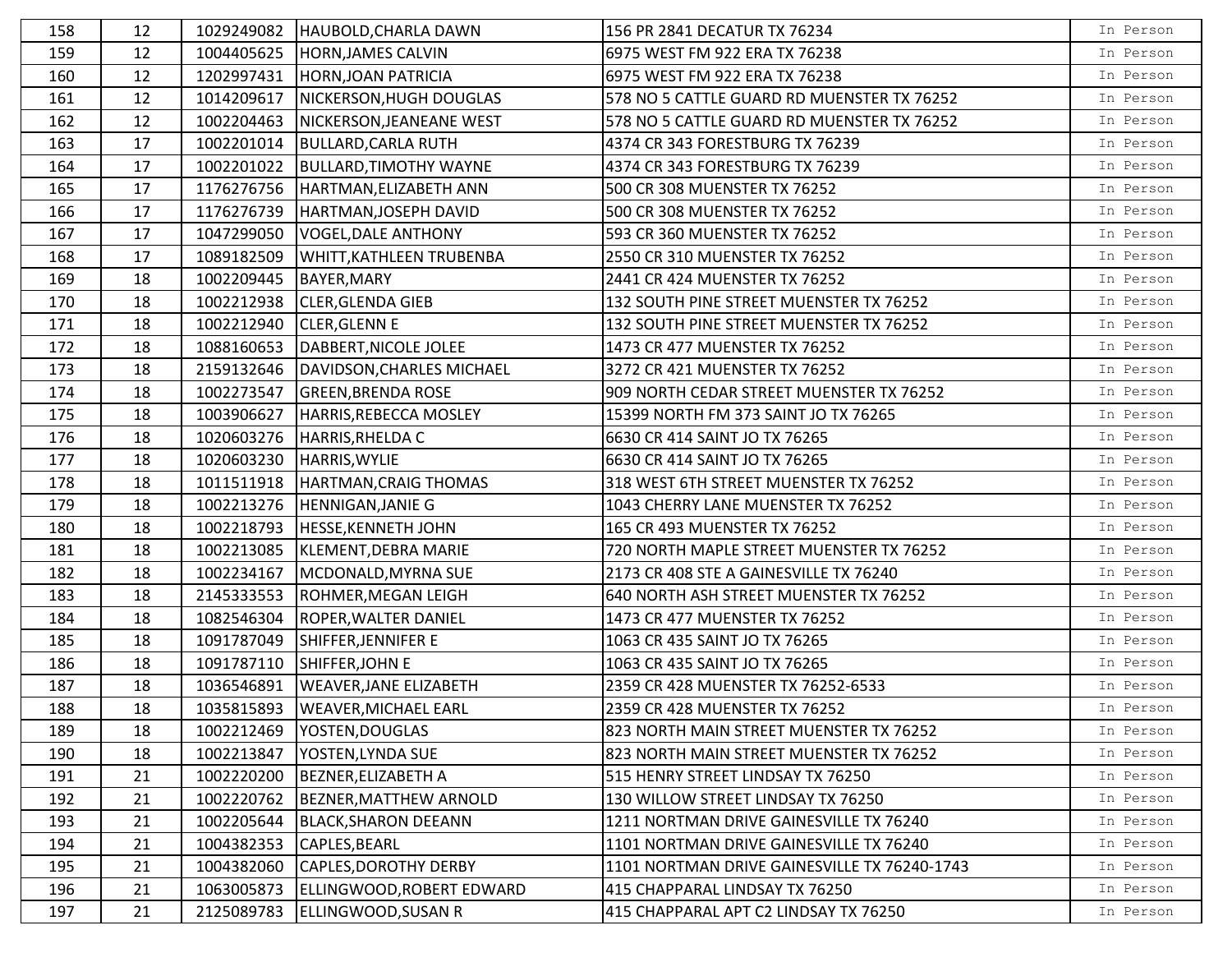| 158 | 12 | 1029249082 | HAUBOLD,CHARLA DAWN | 156 PR 2841 DECATUR TX 76234 | In Person |
|---|---|---|---|---|---|
| 159 | 12 | 1004405625 | HORN,JAMES CALVIN | 6975 WEST FM 922 ERA TX 76238 | In Person |
| 160 | 12 | 1202997431 | HORN,JOAN PATRICIA | 6975 WEST FM 922 ERA TX 76238 | In Person |
| 161 | 12 | 1014209617 | NICKERSON,HUGH DOUGLAS | 578 NO 5 CATTLE GUARD RD MUENSTER TX 76252 | In Person |
| 162 | 12 | 1002204463 | NICKERSON,JEANEANE WEST | 578 NO 5 CATTLE GUARD RD MUENSTER TX 76252 | In Person |
| 163 | 17 | 1002201014 | BULLARD,CARLA RUTH | 4374 CR 343 FORESTBURG TX 76239 | In Person |
| 164 | 17 | 1002201022 | BULLARD,TIMOTHY WAYNE | 4374 CR 343 FORESTBURG TX 76239 | In Person |
| 165 | 17 | 1176276756 | HARTMAN,ELIZABETH ANN | 500 CR 308 MUENSTER TX 76252 | In Person |
| 166 | 17 | 1176276739 | HARTMAN,JOSEPH DAVID | 500 CR 308 MUENSTER TX 76252 | In Person |
| 167 | 17 | 1047299050 | VOGEL,DALE ANTHONY | 593 CR 360 MUENSTER TX 76252 | In Person |
| 168 | 17 | 1089182509 | WHITT,KATHLEEN TRUBENBA | 2550 CR 310 MUENSTER TX 76252 | In Person |
| 169 | 18 | 1002209445 | BAYER,MARY | 2441 CR 424 MUENSTER TX 76252 | In Person |
| 170 | 18 | 1002212938 | CLER,GLENDA GIEB | 132 SOUTH PINE STREET MUENSTER TX 76252 | In Person |
| 171 | 18 | 1002212940 | CLER,GLENN E | 132 SOUTH PINE STREET MUENSTER TX 76252 | In Person |
| 172 | 18 | 1088160653 | DABBERT,NICOLE JOLEE | 1473 CR 477 MUENSTER TX 76252 | In Person |
| 173 | 18 | 2159132646 | DAVIDSON,CHARLES MICHAEL | 3272 CR 421 MUENSTER TX 76252 | In Person |
| 174 | 18 | 1002273547 | GREEN,BRENDA ROSE | 909 NORTH CEDAR STREET MUENSTER TX 76252 | In Person |
| 175 | 18 | 1003906627 | HARRIS,REBECCA MOSLEY | 15399 NORTH FM 373 SAINT JO TX 76265 | In Person |
| 176 | 18 | 1020603276 | HARRIS,RHELDA C | 6630 CR 414 SAINT JO TX 76265 | In Person |
| 177 | 18 | 1020603230 | HARRIS,WYLIE | 6630 CR 414 SAINT JO TX 76265 | In Person |
| 178 | 18 | 1011511918 | HARTMAN,CRAIG THOMAS | 318 WEST 6TH STREET MUENSTER TX 76252 | In Person |
| 179 | 18 | 1002213276 | HENNIGAN,JANIE G | 1043 CHERRY LANE MUENSTER TX 76252 | In Person |
| 180 | 18 | 1002218793 | HESSE,KENNETH JOHN | 165 CR 493 MUENSTER TX 76252 | In Person |
| 181 | 18 | 1002213085 | KLEMENT,DEBRA MARIE | 720 NORTH MAPLE STREET MUENSTER TX 76252 | In Person |
| 182 | 18 | 1002234167 | MCDONALD,MYRNA SUE | 2173 CR 408 STE A GAINESVILLE TX 76240 | In Person |
| 183 | 18 | 2145333553 | ROHMER,MEGAN LEIGH | 640 NORTH ASH STREET MUENSTER TX 76252 | In Person |
| 184 | 18 | 1082546304 | ROPER,WALTER DANIEL | 1473 CR 477 MUENSTER TX 76252 | In Person |
| 185 | 18 | 1091787049 | SHIFFER,JENNIFER E | 1063 CR 435 SAINT JO TX 76265 | In Person |
| 186 | 18 | 1091787110 | SHIFFER,JOHN E | 1063 CR 435 SAINT JO TX 76265 | In Person |
| 187 | 18 | 1036546891 | WEAVER,JANE ELIZABETH | 2359 CR 428 MUENSTER TX 76252-6533 | In Person |
| 188 | 18 | 1035815893 | WEAVER,MICHAEL EARL | 2359 CR 428 MUENSTER TX 76252 | In Person |
| 189 | 18 | 1002212469 | YOSTEN,DOUGLAS | 823 NORTH MAIN STREET MUENSTER TX 76252 | In Person |
| 190 | 18 | 1002213847 | YOSTEN,LYNDA SUE | 823 NORTH MAIN STREET MUENSTER TX 76252 | In Person |
| 191 | 21 | 1002220200 | BEZNER,ELIZABETH A | 515 HENRY STREET LINDSAY TX 76250 | In Person |
| 192 | 21 | 1002220762 | BEZNER,MATTHEW ARNOLD | 130 WILLOW STREET LINDSAY TX 76250 | In Person |
| 193 | 21 | 1002205644 | BLACK,SHARON DEEANN | 1211 NORTMAN DRIVE GAINESVILLE TX 76240 | In Person |
| 194 | 21 | 1004382353 | CAPLES,BEARL | 1101 NORTMAN DRIVE GAINESVILLE TX 76240 | In Person |
| 195 | 21 | 1004382060 | CAPLES,DOROTHY DERBY | 1101 NORTMAN DRIVE GAINESVILLE TX 76240-1743 | In Person |
| 196 | 21 | 1063005873 | ELLINGWOOD,ROBERT EDWARD | 415 CHAPPARAL LINDSAY TX 76250 | In Person |
| 197 | 21 | 2125089783 | ELLINGWOOD,SUSAN R | 415 CHAPPARAL APT C2 LINDSAY TX 76250 | In Person |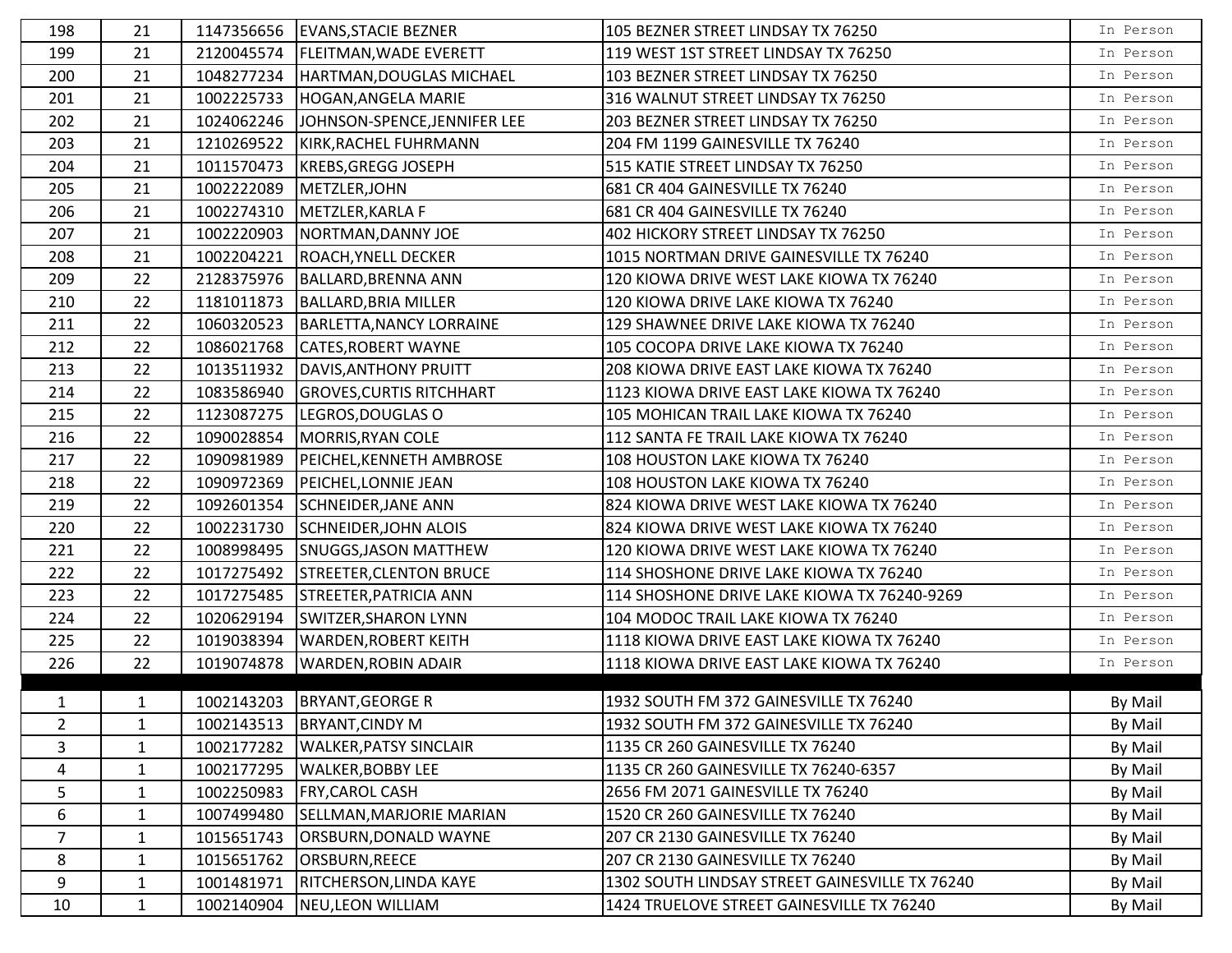| | | | | | |
|---|---|---|---|---|---|
| 198 | 21 | 1147356656 | EVANS,STACIE BEZNER | 105 BEZNER STREET LINDSAY TX 76250 | In Person |
| 199 | 21 | 2120045574 | FLEITMAN,WADE EVERETT | 119 WEST 1ST STREET LINDSAY TX 76250 | In Person |
| 200 | 21 | 1048277234 | HARTMAN,DOUGLAS MICHAEL | 103 BEZNER STREET LINDSAY TX 76250 | In Person |
| 201 | 21 | 1002225733 | HOGAN,ANGELA MARIE | 316 WALNUT STREET LINDSAY TX 76250 | In Person |
| 202 | 21 | 1024062246 | JOHNSON-SPENCE,JENNIFER LEE | 203 BEZNER STREET LINDSAY TX 76250 | In Person |
| 203 | 21 | 1210269522 | KIRK,RACHEL FUHRMANN | 204 FM 1199 GAINESVILLE TX 76240 | In Person |
| 204 | 21 | 1011570473 | KREBS,GREGG JOSEPH | 515 KATIE STREET LINDSAY TX 76250 | In Person |
| 205 | 21 | 1002222089 | METZLER,JOHN | 681 CR 404 GAINESVILLE TX 76240 | In Person |
| 206 | 21 | 1002274310 | METZLER,KARLA F | 681 CR 404 GAINESVILLE TX 76240 | In Person |
| 207 | 21 | 1002220903 | NORTMAN,DANNY JOE | 402 HICKORY STREET LINDSAY TX 76250 | In Person |
| 208 | 21 | 1002204221 | ROACH,YNELL DECKER | 1015 NORTMAN DRIVE GAINESVILLE TX 76240 | In Person |
| 209 | 22 | 2128375976 | BALLARD,BRENNA ANN | 120 KIOWA DRIVE WEST LAKE KIOWA TX 76240 | In Person |
| 210 | 22 | 1181011873 | BALLARD,BRIA MILLER | 120 KIOWA DRIVE LAKE KIOWA TX 76240 | In Person |
| 211 | 22 | 1060320523 | BARLETTA,NANCY LORRAINE | 129 SHAWNEE DRIVE LAKE KIOWA TX 76240 | In Person |
| 212 | 22 | 1086021768 | CATES,ROBERT WAYNE | 105 COCOPA DRIVE LAKE KIOWA TX 76240 | In Person |
| 213 | 22 | 1013511932 | DAVIS,ANTHONY PRUITT | 208 KIOWA DRIVE EAST LAKE KIOWA TX 76240 | In Person |
| 214 | 22 | 1083586940 | GROVES,CURTIS RITCHHART | 1123 KIOWA DRIVE EAST LAKE KIOWA TX 76240 | In Person |
| 215 | 22 | 1123087275 | LEGROS,DOUGLAS O | 105 MOHICAN TRAIL LAKE KIOWA TX 76240 | In Person |
| 216 | 22 | 1090028854 | MORRIS,RYAN COLE | 112 SANTA FE TRAIL LAKE KIOWA TX 76240 | In Person |
| 217 | 22 | 1090981989 | PEICHEL,KENNETH AMBROSE | 108 HOUSTON LAKE KIOWA TX 76240 | In Person |
| 218 | 22 | 1090972369 | PEICHEL,LONNIE JEAN | 108 HOUSTON LAKE KIOWA TX 76240 | In Person |
| 219 | 22 | 1092601354 | SCHNEIDER,JANE ANN | 824 KIOWA DRIVE WEST LAKE KIOWA TX 76240 | In Person |
| 220 | 22 | 1002231730 | SCHNEIDER,JOHN ALOIS | 824 KIOWA DRIVE WEST LAKE KIOWA TX 76240 | In Person |
| 221 | 22 | 1008998495 | SNUGGS,JASON MATTHEW | 120 KIOWA DRIVE WEST LAKE KIOWA TX 76240 | In Person |
| 222 | 22 | 1017275492 | STREETER,CLENTON BRUCE | 114 SHOSHONE DRIVE LAKE KIOWA TX 76240 | In Person |
| 223 | 22 | 1017275485 | STREETER,PATRICIA ANN | 114 SHOSHONE DRIVE LAKE KIOWA TX 76240-9269 | In Person |
| 224 | 22 | 1020629194 | SWITZER,SHARON LYNN | 104 MODOC TRAIL LAKE KIOWA TX 76240 | In Person |
| 225 | 22 | 1019038394 | WARDEN,ROBERT KEITH | 1118 KIOWA DRIVE EAST LAKE KIOWA TX 76240 | In Person |
| 226 | 22 | 1019074878 | WARDEN,ROBIN ADAIR | 1118 KIOWA DRIVE EAST LAKE KIOWA TX 76240 | In Person |

| | | | | | |
|---|---|---|---|---|---|
| 1 | 1 | 1002143203 | BRYANT,GEORGE R | 1932 SOUTH FM 372 GAINESVILLE TX 76240 | By Mail |
| 2 | 1 | 1002143513 | BRYANT,CINDY M | 1932 SOUTH FM 372 GAINESVILLE TX 76240 | By Mail |
| 3 | 1 | 1002177282 | WALKER,PATSY SINCLAIR | 1135 CR 260 GAINESVILLE TX 76240 | By Mail |
| 4 | 1 | 1002177295 | WALKER,BOBBY LEE | 1135 CR 260 GAINESVILLE TX 76240-6357 | By Mail |
| 5 | 1 | 1002250983 | FRY,CAROL CASH | 2656 FM 2071 GAINESVILLE TX 76240 | By Mail |
| 6 | 1 | 1007499480 | SELLMAN,MARJORIE MARIAN | 1520 CR 260 GAINESVILLE TX 76240 | By Mail |
| 7 | 1 | 1015651743 | ORSBURN,DONALD WAYNE | 207 CR 2130 GAINESVILLE TX 76240 | By Mail |
| 8 | 1 | 1015651762 | ORSBURN,REECE | 207 CR 2130 GAINESVILLE TX 76240 | By Mail |
| 9 | 1 | 1001481971 | RITCHERSON,LINDA KAYE | 1302 SOUTH LINDSAY STREET GAINESVILLE TX 76240 | By Mail |
| 10 | 1 | 1002140904 | NEU,LEON WILLIAM | 1424 TRUELOVE STREET GAINESVILLE TX 76240 | By Mail |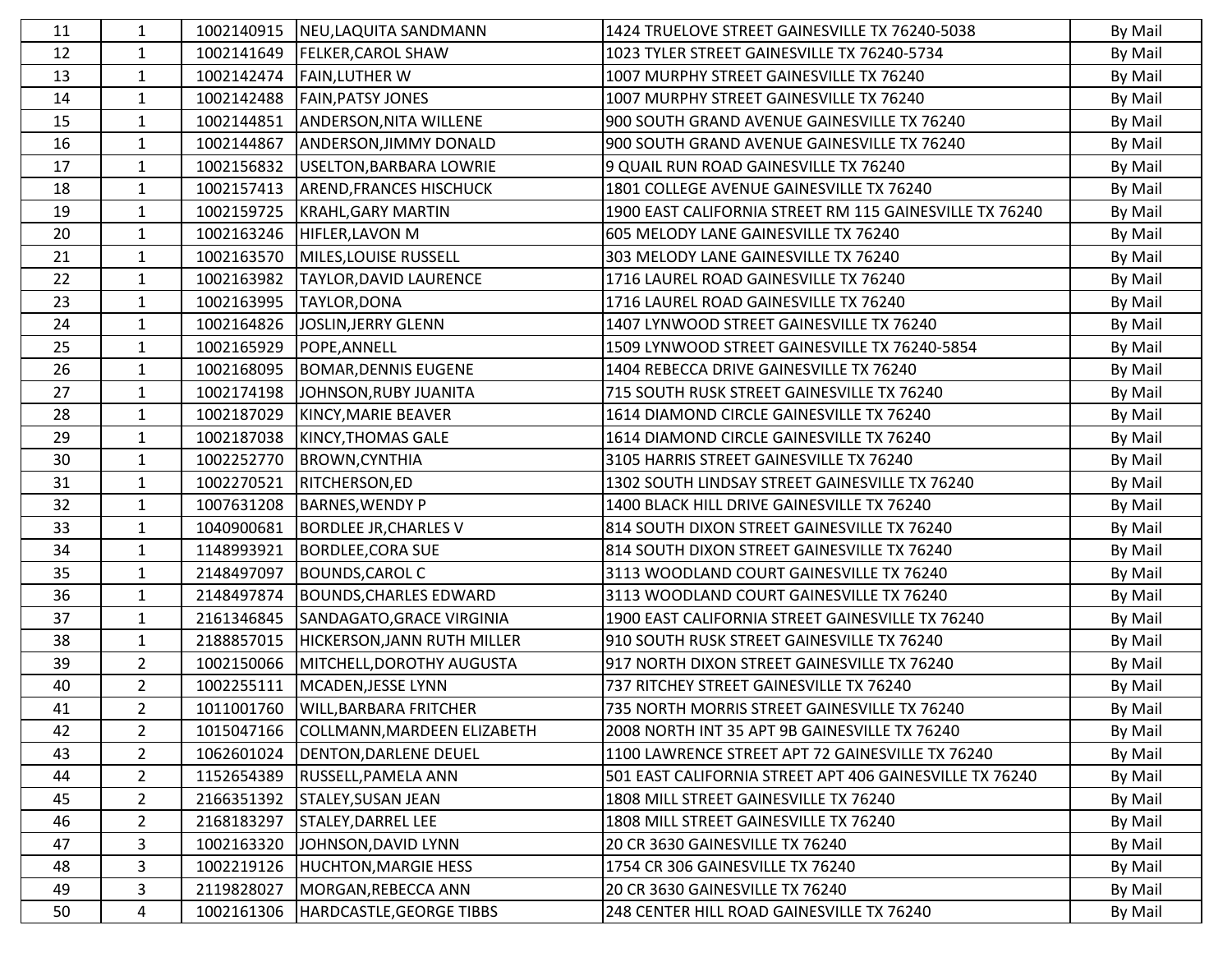| | | | | | |
|---|---|---|---|---|---|
| 11 | 1 | 1002140915 | NEU,LAQUITA SANDMANN | 1424 TRUELOVE STREET GAINESVILLE TX 76240-5038 | By Mail |
| 12 | 1 | 1002141649 | FELKER,CAROL SHAW | 1023 TYLER STREET GAINESVILLE TX 76240-5734 | By Mail |
| 13 | 1 | 1002142474 | FAIN,LUTHER W | 1007 MURPHY STREET GAINESVILLE TX 76240 | By Mail |
| 14 | 1 | 1002142488 | FAIN,PATSY JONES | 1007 MURPHY STREET GAINESVILLE TX 76240 | By Mail |
| 15 | 1 | 1002144851 | ANDERSON,NITA WILLENE | 900 SOUTH GRAND AVENUE GAINESVILLE TX 76240 | By Mail |
| 16 | 1 | 1002144867 | ANDERSON,JIMMY DONALD | 900 SOUTH GRAND AVENUE GAINESVILLE TX 76240 | By Mail |
| 17 | 1 | 1002156832 | USELTON,BARBARA LOWRIE | 9 QUAIL RUN ROAD GAINESVILLE TX 76240 | By Mail |
| 18 | 1 | 1002157413 | AREND,FRANCES HISCHUCK | 1801 COLLEGE AVENUE GAINESVILLE TX 76240 | By Mail |
| 19 | 1 | 1002159725 | KRAHL,GARY MARTIN | 1900 EAST CALIFORNIA STREET RM 115 GAINESVILLE TX 76240 | By Mail |
| 20 | 1 | 1002163246 | HIFLER,LAVON M | 605 MELODY LANE GAINESVILLE TX 76240 | By Mail |
| 21 | 1 | 1002163570 | MILES,LOUISE RUSSELL | 303 MELODY LANE GAINESVILLE TX 76240 | By Mail |
| 22 | 1 | 1002163982 | TAYLOR,DAVID LAURENCE | 1716 LAUREL ROAD GAINESVILLE TX 76240 | By Mail |
| 23 | 1 | 1002163995 | TAYLOR,DONA | 1716 LAUREL ROAD GAINESVILLE TX 76240 | By Mail |
| 24 | 1 | 1002164826 | JOSLIN,JERRY GLENN | 1407 LYNWOOD STREET GAINESVILLE TX 76240 | By Mail |
| 25 | 1 | 1002165929 | POPE,ANNELL | 1509 LYNWOOD STREET GAINESVILLE TX 76240-5854 | By Mail |
| 26 | 1 | 1002168095 | BOMAR,DENNIS EUGENE | 1404 REBECCA DRIVE GAINESVILLE TX 76240 | By Mail |
| 27 | 1 | 1002174198 | JOHNSON,RUBY JUANITA | 715 SOUTH RUSK STREET GAINESVILLE TX 76240 | By Mail |
| 28 | 1 | 1002187029 | KINCY,MARIE BEAVER | 1614 DIAMOND CIRCLE GAINESVILLE TX 76240 | By Mail |
| 29 | 1 | 1002187038 | KINCY,THOMAS GALE | 1614 DIAMOND CIRCLE GAINESVILLE TX 76240 | By Mail |
| 30 | 1 | 1002252770 | BROWN,CYNTHIA | 3105 HARRIS STREET GAINESVILLE TX 76240 | By Mail |
| 31 | 1 | 1002270521 | RITCHERSON,ED | 1302 SOUTH LINDSAY STREET GAINESVILLE TX 76240 | By Mail |
| 32 | 1 | 1007631208 | BARNES,WENDY P | 1400 BLACK HILL DRIVE GAINESVILLE TX 76240 | By Mail |
| 33 | 1 | 1040900681 | BORDLEE JR,CHARLES V | 814 SOUTH DIXON STREET GAINESVILLE TX 76240 | By Mail |
| 34 | 1 | 1148993921 | BORDLEE,CORA SUE | 814 SOUTH DIXON STREET GAINESVILLE TX 76240 | By Mail |
| 35 | 1 | 2148497097 | BOUNDS,CAROL C | 3113 WOODLAND COURT GAINESVILLE TX 76240 | By Mail |
| 36 | 1 | 2148497874 | BOUNDS,CHARLES EDWARD | 3113 WOODLAND COURT GAINESVILLE TX 76240 | By Mail |
| 37 | 1 | 2161346845 | SANDAGATO,GRACE VIRGINIA | 1900 EAST CALIFORNIA STREET GAINESVILLE TX 76240 | By Mail |
| 38 | 1 | 2188857015 | HICKERSON,JANN RUTH MILLER | 910 SOUTH RUSK STREET GAINESVILLE TX 76240 | By Mail |
| 39 | 2 | 1002150066 | MITCHELL,DOROTHY AUGUSTA | 917 NORTH DIXON STREET GAINESVILLE TX 76240 | By Mail |
| 40 | 2 | 1002255111 | MCADEN,JESSE LYNN | 737 RITCHEY STREET GAINESVILLE TX 76240 | By Mail |
| 41 | 2 | 1011001760 | WILL,BARBARA FRITCHER | 735 NORTH MORRIS STREET GAINESVILLE TX 76240 | By Mail |
| 42 | 2 | 1015047166 | COLLMANN,MARDEEN ELIZABETH | 2008 NORTH INT 35 APT 9B GAINESVILLE TX 76240 | By Mail |
| 43 | 2 | 1062601024 | DENTON,DARLENE DEUEL | 1100 LAWRENCE STREET APT 72 GAINESVILLE TX 76240 | By Mail |
| 44 | 2 | 1152654389 | RUSSELL,PAMELA ANN | 501 EAST CALIFORNIA STREET APT 406 GAINESVILLE TX 76240 | By Mail |
| 45 | 2 | 2166351392 | STALEY,SUSAN JEAN | 1808 MILL STREET GAINESVILLE TX 76240 | By Mail |
| 46 | 2 | 2168183297 | STALEY,DARREL LEE | 1808 MILL STREET GAINESVILLE TX 76240 | By Mail |
| 47 | 3 | 1002163320 | JOHNSON,DAVID LYNN | 20 CR 3630 GAINESVILLE TX 76240 | By Mail |
| 48 | 3 | 1002219126 | HUCHTON,MARGIE HESS | 1754 CR 306 GAINESVILLE TX 76240 | By Mail |
| 49 | 3 | 2119828027 | MORGAN,REBECCA ANN | 20 CR 3630 GAINESVILLE TX 76240 | By Mail |
| 50 | 4 | 1002161306 | HARDCASTLE,GEORGE TIBBS | 248 CENTER HILL ROAD GAINESVILLE TX 76240 | By Mail |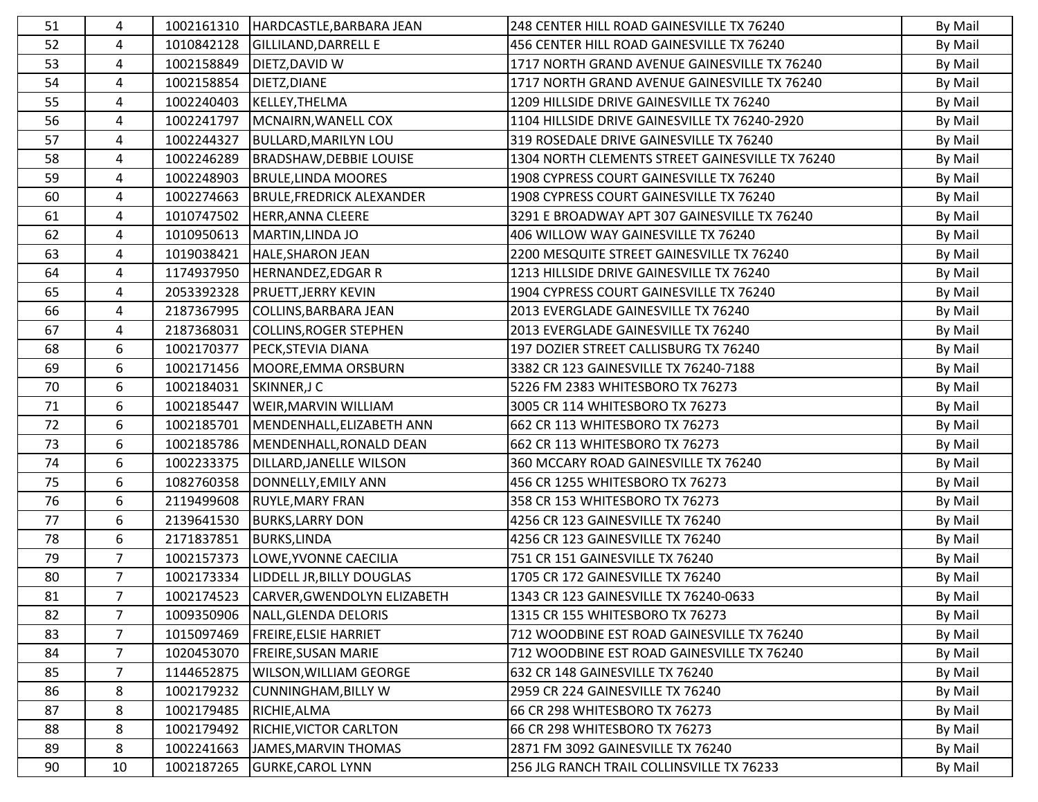| | | | | | |
|---|---|---|---|---|---|
| 51 | 4 | 1002161310 | HARDCASTLE,BARBARA JEAN | 248 CENTER HILL ROAD GAINESVILLE TX 76240 | By Mail |
| 52 | 4 | 1010842128 | GILLILAND,DARRELL E | 456 CENTER HILL ROAD GAINESVILLE TX 76240 | By Mail |
| 53 | 4 | 1002158849 | DIETZ,DAVID W | 1717 NORTH GRAND AVENUE GAINESVILLE TX 76240 | By Mail |
| 54 | 4 | 1002158854 | DIETZ,DIANE | 1717 NORTH GRAND AVENUE GAINESVILLE TX 76240 | By Mail |
| 55 | 4 | 1002240403 | KELLEY,THELMA | 1209 HILLSIDE DRIVE GAINESVILLE TX 76240 | By Mail |
| 56 | 4 | 1002241797 | MCNAIRN,WANELL COX | 1104 HILLSIDE DRIVE GAINESVILLE TX 76240-2920 | By Mail |
| 57 | 4 | 1002244327 | BULLARD,MARILYN LOU | 319 ROSEDALE DRIVE GAINESVILLE TX 76240 | By Mail |
| 58 | 4 | 1002246289 | BRADSHAW,DEBBIE LOUISE | 1304 NORTH CLEMENTS STREET GAINESVILLE TX 76240 | By Mail |
| 59 | 4 | 1002248903 | BRULE,LINDA MOORES | 1908 CYPRESS COURT GAINESVILLE TX 76240 | By Mail |
| 60 | 4 | 1002274663 | BRULE,FREDRICK ALEXANDER | 1908 CYPRESS COURT GAINESVILLE TX 76240 | By Mail |
| 61 | 4 | 1010747502 | HERR,ANNA CLEERE | 3291 E BROADWAY APT 307 GAINESVILLE TX 76240 | By Mail |
| 62 | 4 | 1010950613 | MARTIN,LINDA JO | 406 WILLOW WAY GAINESVILLE TX 76240 | By Mail |
| 63 | 4 | 1019038421 | HALE,SHARON JEAN | 2200 MESQUITE STREET GAINESVILLE TX 76240 | By Mail |
| 64 | 4 | 1174937950 | HERNANDEZ,EDGAR R | 1213 HILLSIDE DRIVE GAINESVILLE TX 76240 | By Mail |
| 65 | 4 | 2053392328 | PRUETT,JERRY KEVIN | 1904 CYPRESS COURT GAINESVILLE TX 76240 | By Mail |
| 66 | 4 | 2187367995 | COLLINS,BARBARA JEAN | 2013 EVERGLADE GAINESVILLE TX 76240 | By Mail |
| 67 | 4 | 2187368031 | COLLINS,ROGER STEPHEN | 2013 EVERGLADE GAINESVILLE TX 76240 | By Mail |
| 68 | 6 | 1002170377 | PECK,STEVIA DIANA | 197 DOZIER STREET CALLISBURG TX 76240 | By Mail |
| 69 | 6 | 1002171456 | MOORE,EMMA ORSBURN | 3382 CR 123 GAINESVILLE TX 76240-7188 | By Mail |
| 70 | 6 | 1002184031 | SKINNER,J C | 5226 FM 2383 WHITESBORO TX 76273 | By Mail |
| 71 | 6 | 1002185447 | WEIR,MARVIN WILLIAM | 3005 CR 114 WHITESBORO TX 76273 | By Mail |
| 72 | 6 | 1002185701 | MENDENHALL,ELIZABETH ANN | 662 CR 113 WHITESBORO TX 76273 | By Mail |
| 73 | 6 | 1002185786 | MENDENHALL,RONALD DEAN | 662 CR 113 WHITESBORO TX 76273 | By Mail |
| 74 | 6 | 1002233375 | DILLARD,JANELLE WILSON | 360 MCCARY ROAD GAINESVILLE TX 76240 | By Mail |
| 75 | 6 | 1082760358 | DONNELLY,EMILY ANN | 456 CR 1255 WHITESBORO TX 76273 | By Mail |
| 76 | 6 | 2119499608 | RUYLE,MARY FRAN | 358 CR 153 WHITESBORO TX 76273 | By Mail |
| 77 | 6 | 2139641530 | BURKS,LARRY DON | 4256 CR 123 GAINESVILLE TX 76240 | By Mail |
| 78 | 6 | 2171837851 | BURKS,LINDA | 4256 CR 123 GAINESVILLE TX 76240 | By Mail |
| 79 | 7 | 1002157373 | LOWE,YVONNE CAECILIA | 751 CR 151 GAINESVILLE TX 76240 | By Mail |
| 80 | 7 | 1002173334 | LIDDELL JR,BILLY DOUGLAS | 1705 CR 172 GAINESVILLE TX 76240 | By Mail |
| 81 | 7 | 1002174523 | CARVER,GWENDOLYN ELIZABETH | 1343 CR 123 GAINESVILLE TX 76240-0633 | By Mail |
| 82 | 7 | 1009350906 | NALL,GLENDA DELORIS | 1315 CR 155 WHITESBORO TX 76273 | By Mail |
| 83 | 7 | 1015097469 | FREIRE,ELSIE HARRIET | 712 WOODBINE EST ROAD GAINESVILLE TX 76240 | By Mail |
| 84 | 7 | 1020453070 | FREIRE,SUSAN MARIE | 712 WOODBINE EST ROAD GAINESVILLE TX 76240 | By Mail |
| 85 | 7 | 1144652875 | WILSON,WILLIAM GEORGE | 632 CR 148 GAINESVILLE TX 76240 | By Mail |
| 86 | 8 | 1002179232 | CUNNINGHAM,BILLY W | 2959 CR 224 GAINESVILLE TX 76240 | By Mail |
| 87 | 8 | 1002179485 | RICHIE,ALMA | 66 CR 298 WHITESBORO TX 76273 | By Mail |
| 88 | 8 | 1002179492 | RICHIE,VICTOR CARLTON | 66 CR 298 WHITESBORO TX 76273 | By Mail |
| 89 | 8 | 1002241663 | JAMES,MARVIN THOMAS | 2871 FM 3092 GAINESVILLE TX 76240 | By Mail |
| 90 | 10 | 1002187265 | GURKE,CAROL LYNN | 256 JLG RANCH TRAIL COLLINSVILLE TX 76233 | By Mail |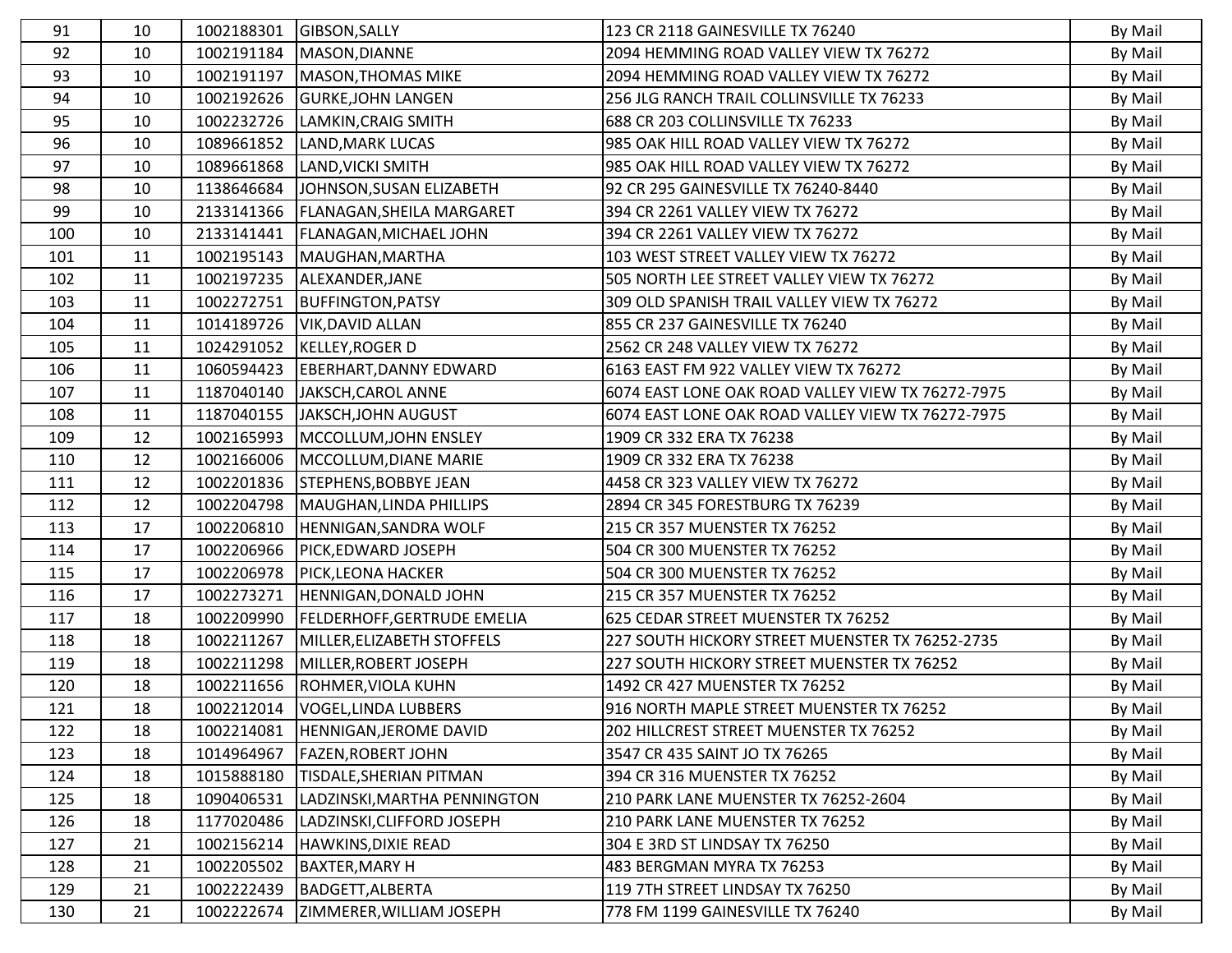| | | | | | |
|---|---|---|---|---|---|
| 91 | 10 | 1002188301 | GIBSON,SALLY | 123 CR 2118 GAINESVILLE TX 76240 | By Mail |
| 92 | 10 | 1002191184 | MASON,DIANNE | 2094 HEMMING ROAD VALLEY VIEW TX 76272 | By Mail |
| 93 | 10 | 1002191197 | MASON,THOMAS MIKE | 2094 HEMMING ROAD VALLEY VIEW TX 76272 | By Mail |
| 94 | 10 | 1002192626 | GURKE,JOHN LANGEN | 256 JLG RANCH TRAIL COLLINSVILLE TX 76233 | By Mail |
| 95 | 10 | 1002232726 | LAMKIN,CRAIG SMITH | 688 CR 203 COLLINSVILLE TX 76233 | By Mail |
| 96 | 10 | 1089661852 | LAND,MARK LUCAS | 985 OAK HILL ROAD VALLEY VIEW TX 76272 | By Mail |
| 97 | 10 | 1089661868 | LAND,VICKI SMITH | 985 OAK HILL ROAD VALLEY VIEW TX 76272 | By Mail |
| 98 | 10 | 1138646684 | JOHNSON,SUSAN ELIZABETH | 92 CR 295 GAINESVILLE TX 76240-8440 | By Mail |
| 99 | 10 | 2133141366 | FLANAGAN,SHEILA MARGARET | 394 CR 2261 VALLEY VIEW TX 76272 | By Mail |
| 100 | 10 | 2133141441 | FLANAGAN,MICHAEL JOHN | 394 CR 2261 VALLEY VIEW TX 76272 | By Mail |
| 101 | 11 | 1002195143 | MAUGHAN,MARTHA | 103 WEST STREET VALLEY VIEW TX 76272 | By Mail |
| 102 | 11 | 1002197235 | ALEXANDER,JANE | 505 NORTH LEE STREET VALLEY VIEW TX 76272 | By Mail |
| 103 | 11 | 1002272751 | BUFFINGTON,PATSY | 309 OLD SPANISH TRAIL VALLEY VIEW TX 76272 | By Mail |
| 104 | 11 | 1014189726 | VIK,DAVID ALLAN | 855 CR 237 GAINESVILLE TX 76240 | By Mail |
| 105 | 11 | 1024291052 | KELLEY,ROGER D | 2562 CR 248 VALLEY VIEW TX 76272 | By Mail |
| 106 | 11 | 1060594423 | EBERHART,DANNY EDWARD | 6163 EAST FM 922 VALLEY VIEW TX 76272 | By Mail |
| 107 | 11 | 1187040140 | JAKSCH,CAROL ANNE | 6074 EAST LONE OAK ROAD VALLEY VIEW TX 76272-7975 | By Mail |
| 108 | 11 | 1187040155 | JAKSCH,JOHN AUGUST | 6074 EAST LONE OAK ROAD VALLEY VIEW TX 76272-7975 | By Mail |
| 109 | 12 | 1002165993 | MCCOLLUM,JOHN ENSLEY | 1909 CR 332 ERA TX 76238 | By Mail |
| 110 | 12 | 1002166006 | MCCOLLUM,DIANE MARIE | 1909 CR 332 ERA TX 76238 | By Mail |
| 111 | 12 | 1002201836 | STEPHENS,BOBBYE JEAN | 4458 CR 323 VALLEY VIEW TX 76272 | By Mail |
| 112 | 12 | 1002204798 | MAUGHAN,LINDA PHILLIPS | 2894 CR 345 FORESTBURG TX 76239 | By Mail |
| 113 | 17 | 1002206810 | HENNIGAN,SANDRA WOLF | 215 CR 357 MUENSTER TX 76252 | By Mail |
| 114 | 17 | 1002206966 | PICK,EDWARD JOSEPH | 504 CR 300 MUENSTER TX 76252 | By Mail |
| 115 | 17 | 1002206978 | PICK,LEONA HACKER | 504 CR 300 MUENSTER TX 76252 | By Mail |
| 116 | 17 | 1002273271 | HENNIGAN,DONALD JOHN | 215 CR 357 MUENSTER TX 76252 | By Mail |
| 117 | 18 | 1002209990 | FELDERHOFF,GERTRUDE EMELIA | 625 CEDAR STREET MUENSTER TX 76252 | By Mail |
| 118 | 18 | 1002211267 | MILLER,ELIZABETH STOFFELS | 227 SOUTH HICKORY STREET MUENSTER TX 76252-2735 | By Mail |
| 119 | 18 | 1002211298 | MILLER,ROBERT JOSEPH | 227 SOUTH HICKORY STREET MUENSTER TX 76252 | By Mail |
| 120 | 18 | 1002211656 | ROHMER,VIOLA KUHN | 1492 CR 427 MUENSTER TX 76252 | By Mail |
| 121 | 18 | 1002212014 | VOGEL,LINDA LUBBERS | 916 NORTH MAPLE STREET MUENSTER TX 76252 | By Mail |
| 122 | 18 | 1002214081 | HENNIGAN,JEROME DAVID | 202 HILLCREST STREET MUENSTER TX 76252 | By Mail |
| 123 | 18 | 1014964967 | FAZEN,ROBERT JOHN | 3547 CR 435 SAINT JO TX 76265 | By Mail |
| 124 | 18 | 1015888180 | TISDALE,SHERIAN PITMAN | 394 CR 316 MUENSTER TX 76252 | By Mail |
| 125 | 18 | 1090406531 | LADZINSKI,MARTHA PENNINGTON | 210 PARK LANE MUENSTER TX 76252-2604 | By Mail |
| 126 | 18 | 1177020486 | LADZINSKI,CLIFFORD JOSEPH | 210 PARK LANE MUENSTER TX 76252 | By Mail |
| 127 | 21 | 1002156214 | HAWKINS,DIXIE READ | 304 E 3RD ST LINDSAY TX 76250 | By Mail |
| 128 | 21 | 1002205502 | BAXTER,MARY H | 483 BERGMAN MYRA TX 76253 | By Mail |
| 129 | 21 | 1002222439 | BADGETT,ALBERTA | 119 7TH STREET LINDSAY TX 76250 | By Mail |
| 130 | 21 | 1002222674 | ZIMMERER,WILLIAM JOSEPH | 778 FM 1199 GAINESVILLE TX 76240 | By Mail |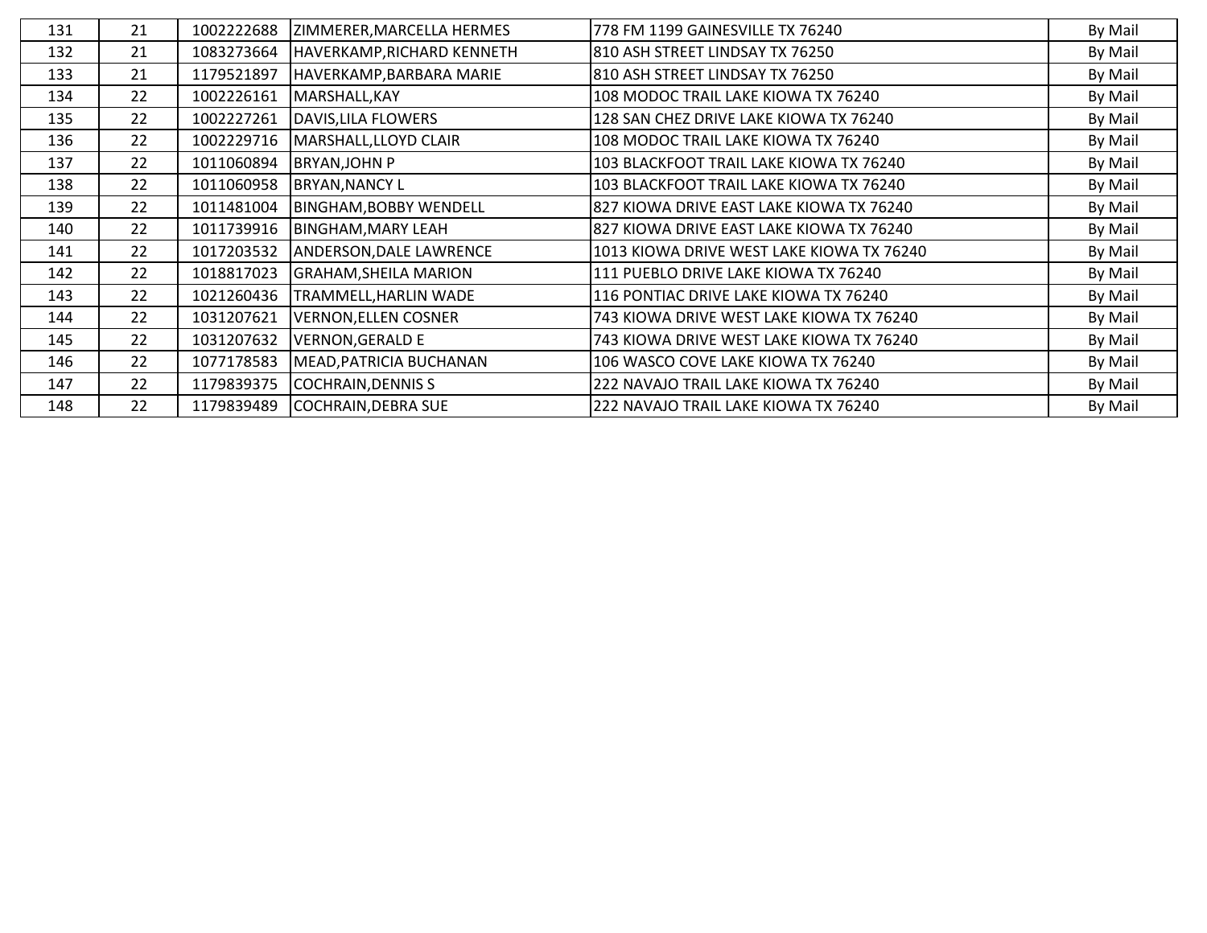| | | | | | |
|---|---|---|---|---|---|
| 131 | 21 | 1002222688 | ZIMMERER,MARCELLA HERMES | 778 FM 1199 GAINESVILLE TX 76240 | By Mail |
| 132 | 21 | 1083273664 | HAVERKAMP,RICHARD KENNETH | 810 ASH STREET LINDSAY TX 76250 | By Mail |
| 133 | 21 | 1179521897 | HAVERKAMP,BARBARA MARIE | 810 ASH STREET LINDSAY TX 76250 | By Mail |
| 134 | 22 | 1002226161 | MARSHALL,KAY | 108 MODOC TRAIL LAKE KIOWA TX 76240 | By Mail |
| 135 | 22 | 1002227261 | DAVIS,LILA FLOWERS | 128 SAN CHEZ DRIVE LAKE KIOWA TX 76240 | By Mail |
| 136 | 22 | 1002229716 | MARSHALL,LLOYD CLAIR | 108 MODOC TRAIL LAKE KIOWA TX 76240 | By Mail |
| 137 | 22 | 1011060894 | BRYAN,JOHN P | 103 BLACKFOOT TRAIL LAKE KIOWA TX 76240 | By Mail |
| 138 | 22 | 1011060958 | BRYAN,NANCY L | 103 BLACKFOOT TRAIL LAKE KIOWA TX 76240 | By Mail |
| 139 | 22 | 1011481004 | BINGHAM,BOBBY WENDELL | 827 KIOWA DRIVE EAST LAKE KIOWA TX 76240 | By Mail |
| 140 | 22 | 1011739916 | BINGHAM,MARY LEAH | 827 KIOWA DRIVE EAST LAKE KIOWA TX 76240 | By Mail |
| 141 | 22 | 1017203532 | ANDERSON,DALE LAWRENCE | 1013 KIOWA DRIVE WEST LAKE KIOWA TX 76240 | By Mail |
| 142 | 22 | 1018817023 | GRAHAM,SHEILA MARION | 111 PUEBLO DRIVE LAKE KIOWA TX 76240 | By Mail |
| 143 | 22 | 1021260436 | TRAMMELL,HARLIN WADE | 116 PONTIAC DRIVE LAKE KIOWA TX 76240 | By Mail |
| 144 | 22 | 1031207621 | VERNON,ELLEN COSNER | 743 KIOWA DRIVE WEST LAKE KIOWA TX 76240 | By Mail |
| 145 | 22 | 1031207632 | VERNON,GERALD E | 743 KIOWA DRIVE WEST LAKE KIOWA TX 76240 | By Mail |
| 146 | 22 | 1077178583 | MEAD,PATRICIA BUCHANAN | 106 WASCO COVE LAKE KIOWA TX 76240 | By Mail |
| 147 | 22 | 1179839375 | COCHRAIN,DENNIS S | 222 NAVAJO TRAIL LAKE KIOWA TX 76240 | By Mail |
| 148 | 22 | 1179839489 | COCHRAIN,DEBRA SUE | 222 NAVAJO TRAIL LAKE KIOWA TX 76240 | By Mail |